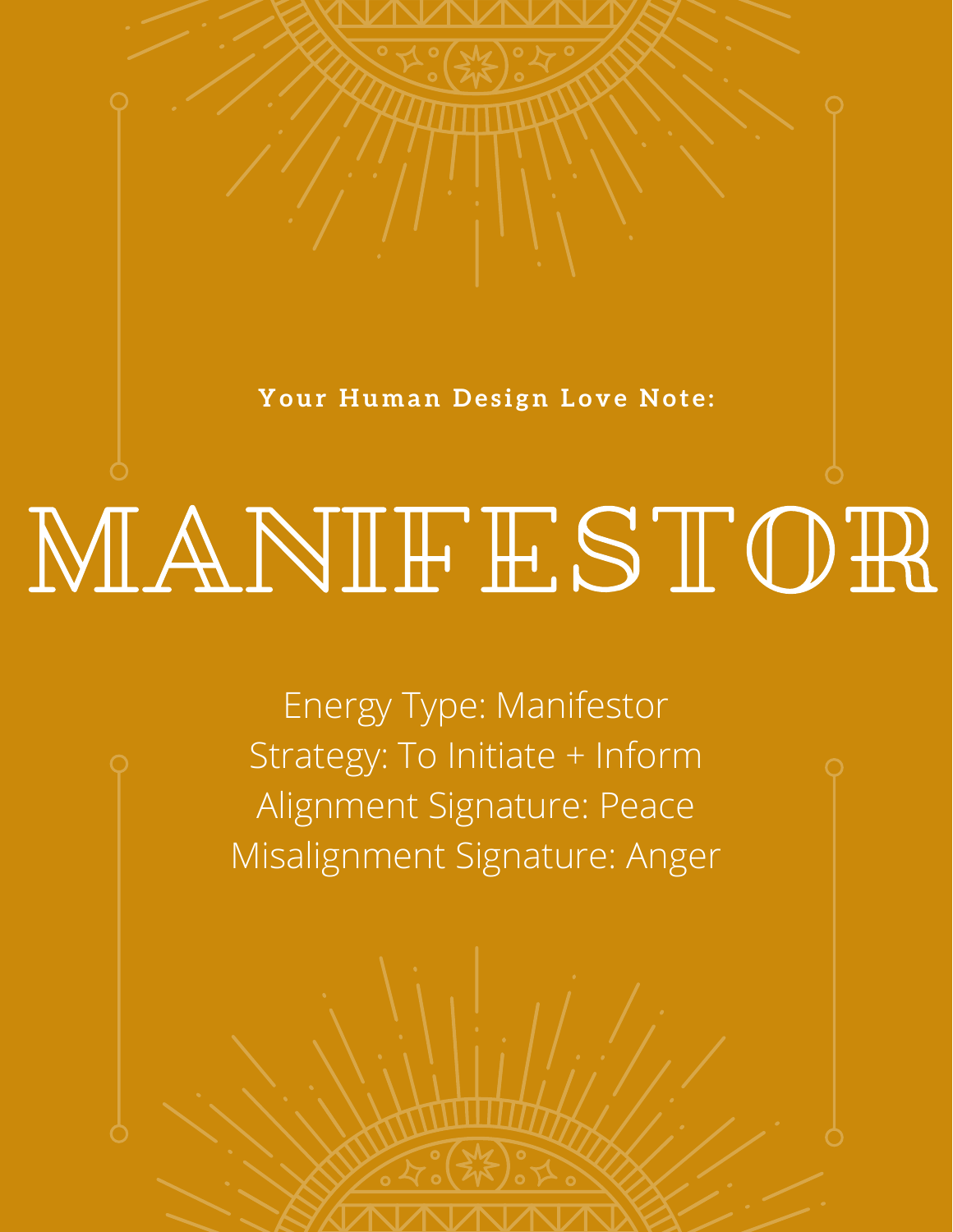**Your Human Design Love Note:**

# MANIFESTOR

Energy Type: Manifestor
Strategy: To Initiate + Inform
Alignment Signature: Peace
Misalignment Signature: Anger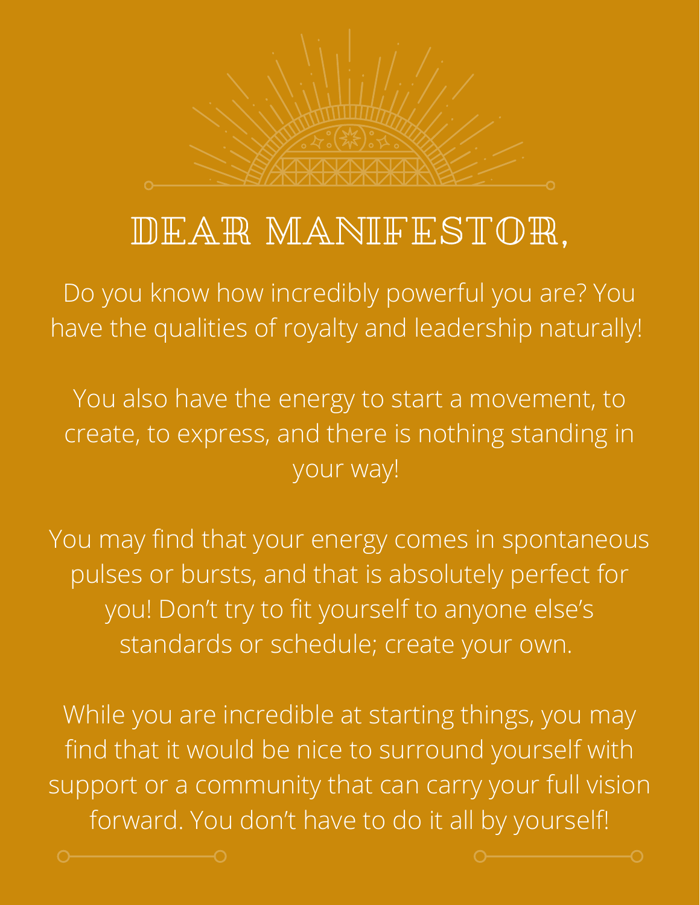# DEAR MANIFESTOR,

Do you know how incredibly powerful you are? You have the qualities of royalty and leadership naturally!

You also have the energy to start a movement, to create, to express, and there is nothing standing in your way!

You may find that your energy comes in spontaneous pulses or bursts, and that is absolutely perfect for you! Don't try to fit yourself to anyone else's standards or schedule; create your own.

While you are incredible at starting things, you may find that it would be nice to surround yourself with support or a community that can carry your full vision forward. You don't have to do it all by yourself!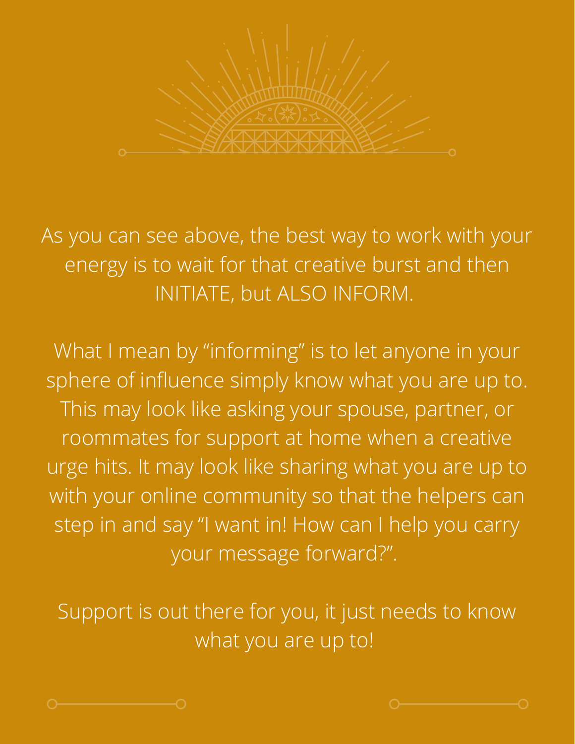As you can see above, the best way to work with your energy is to wait for that creative burst and then INITIATE, but ALSO INFORM.

What I mean by "informing" is to let anyone in your sphere of influence simply know what you are up to. This may look like asking your spouse, partner, or roommates for support at home when a creative urge hits. It may look like sharing what you are up to with your online community so that the helpers can step in and say "I want in! How can I help you carry your message forward?".

Support is out there for you, it just needs to know what you are up to!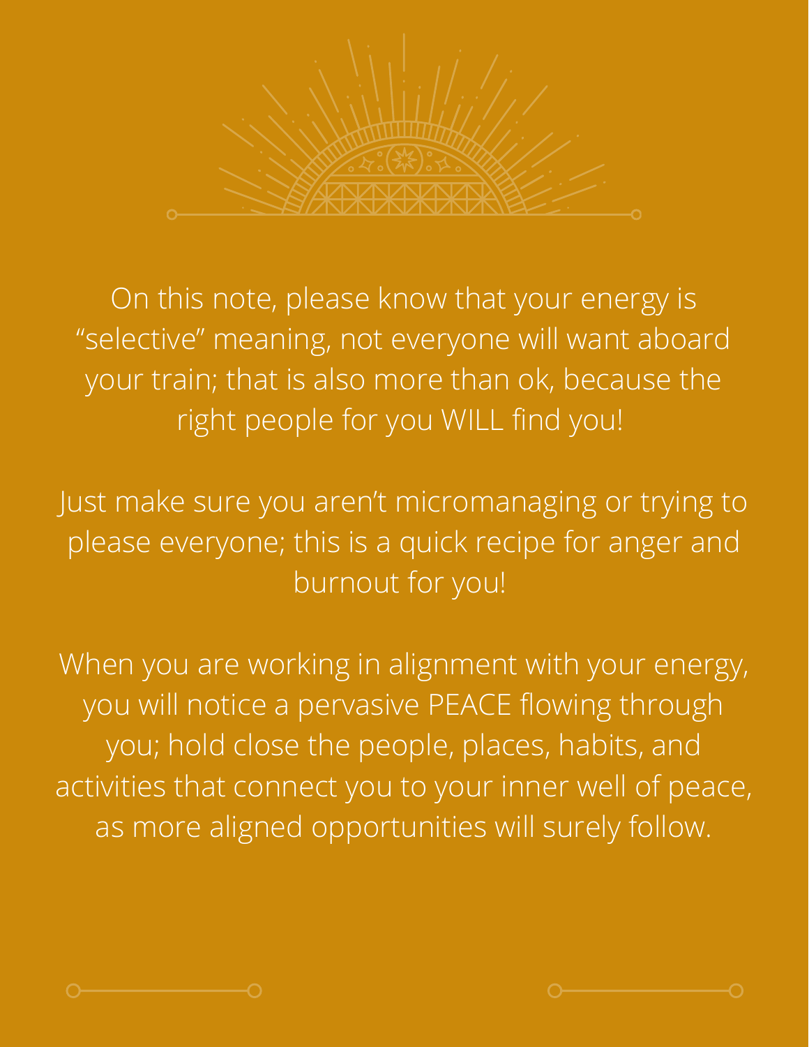On this note, please know that your energy is "selective" meaning, not everyone will want aboard your train; that is also more than ok, because the right people for you WILL find you!

Just make sure you aren't micromanaging or trying to please everyone; this is a quick recipe for anger and burnout for you!

When you are working in alignment with your energy, you will notice a pervasive PEACE flowing through you; hold close the people, places, habits, and activities that connect you to your inner well of peace, as more aligned opportunities will surely follow.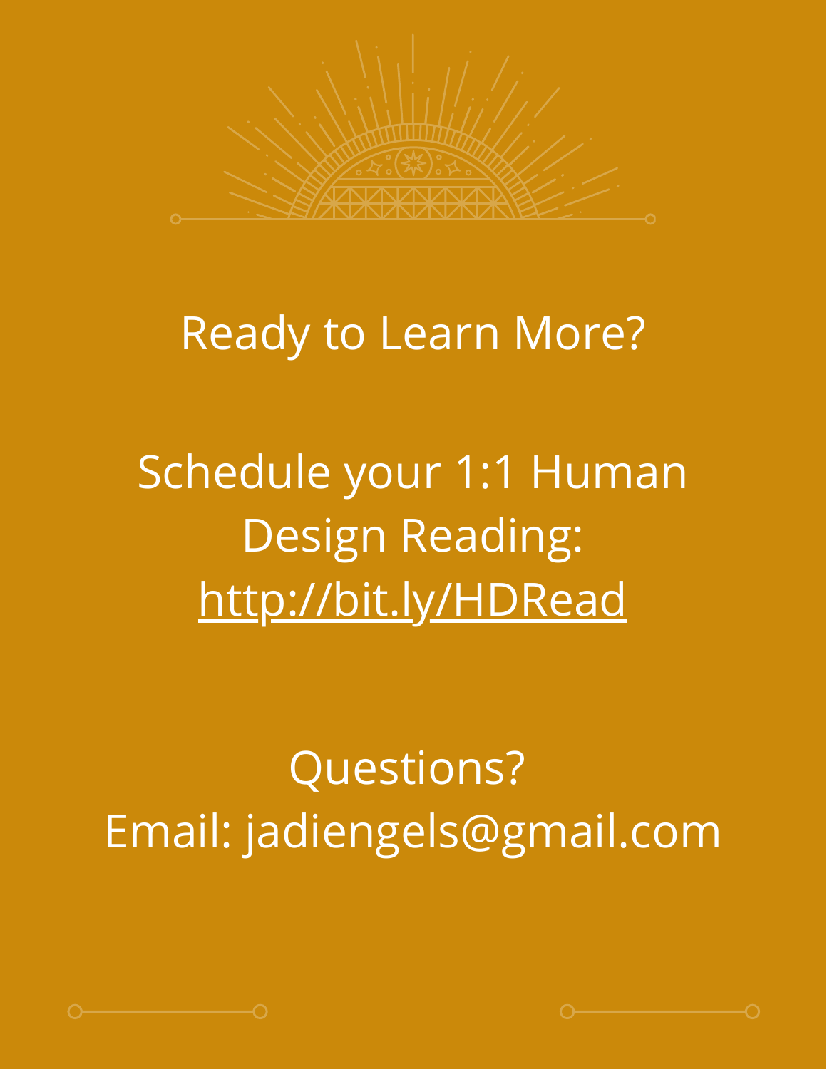Ready to Learn More?

Schedule your 1:1 Human Design Reading: http://bit.ly/HDRead

Questions?
Email: jadiengels@gmail.com